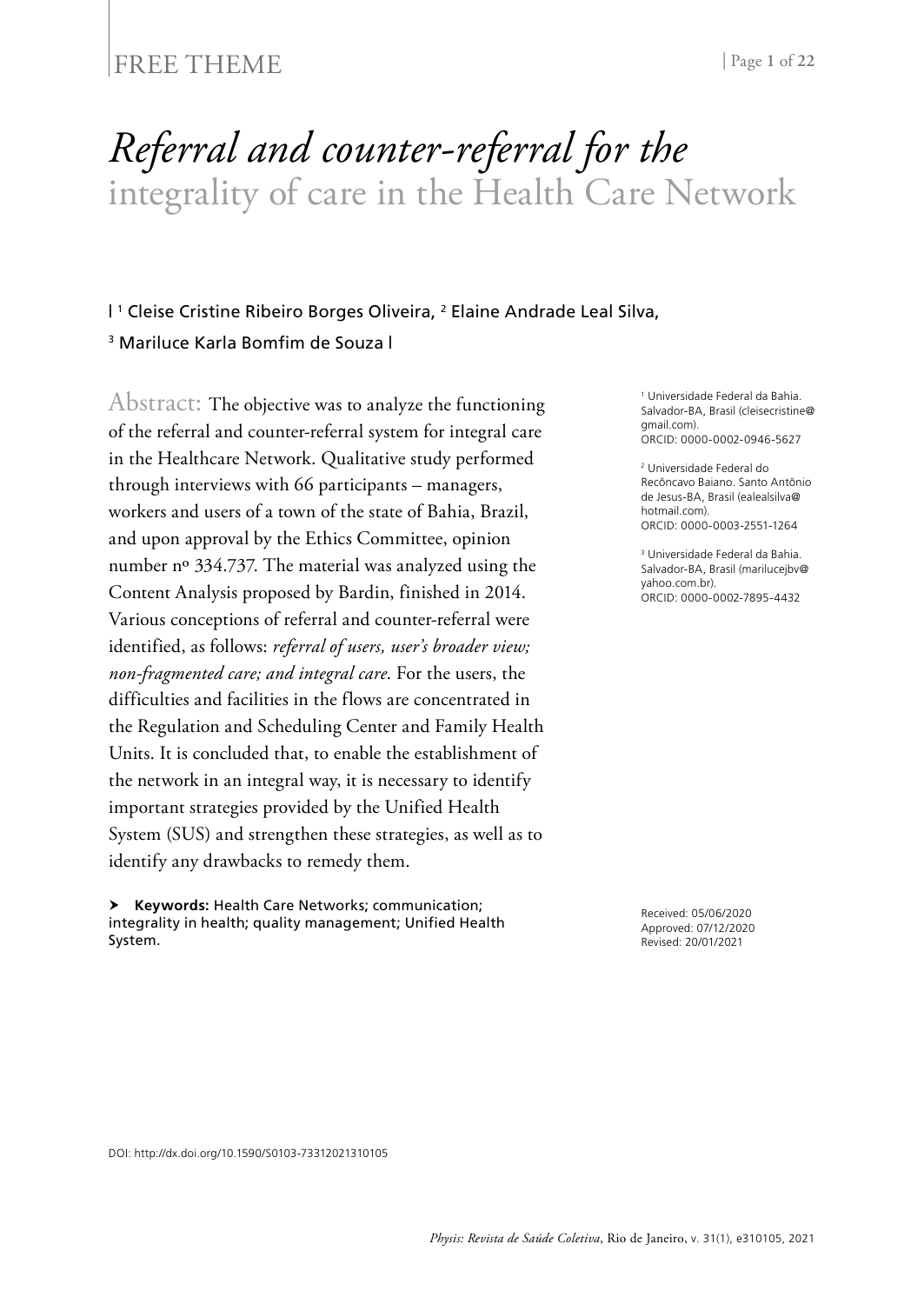FREE THEME

# *Referral and counter-referral for the* integrality of care in the Health Care Network

| [1] Cleise Cristine Ribeiro Borges Oliveira, [2] Elaine Andrade Leal Silva, [3] Mariluce Karla Bomfim de Souza |

[1] Universidade Federal da Bahia. Salvador-BA, Brasil (cleisecristine@gmail.com). ORCID: 0000-0002-0946-5627

[2] Universidade Federal do Recôncavo Baiano. Santo Antônio de Jesus-BA, Brasil (ealealsilva@hotmail.com). ORCID: 0000-0003-2551-1264

[3] Universidade Federal da Bahia. Salvador-BA, Brasil (marilucejbv@yahoo.com.br). ORCID: 0000-0002-7895-4432

Abstract: The objective was to analyze the functioning of the referral and counter-referral system for integral care in the Healthcare Network. Qualitative study performed through interviews with 66 participants – managers, workers and users of a town of the state of Bahia, Brazil, and upon approval by the Ethics Committee, opinion number nº 334.737. The material was analyzed using the Content Analysis proposed by Bardin, finished in 2014. Various conceptions of referral and counter-referral were identified, as follows: *referral of users, user's broader view; non-fragmented care; and integral care*. For the users, the difficulties and facilities in the flows are concentrated in the Regulation and Scheduling Center and Family Health Units. It is concluded that, to enable the establishment of the network in an integral way, it is necessary to identify important strategies provided by the Unified Health System (SUS) and strengthen these strategies, as well as to identify any drawbacks to remedy them.

➤ **Keywords:** Health Care Networks; communication; integrality in health; quality management; Unified Health System.

Received: 05/06/2020
Approved: 07/12/2020
Revised: 20/01/2021

DOI: http://dx.doi.org/10.1590/S0103-73312021310105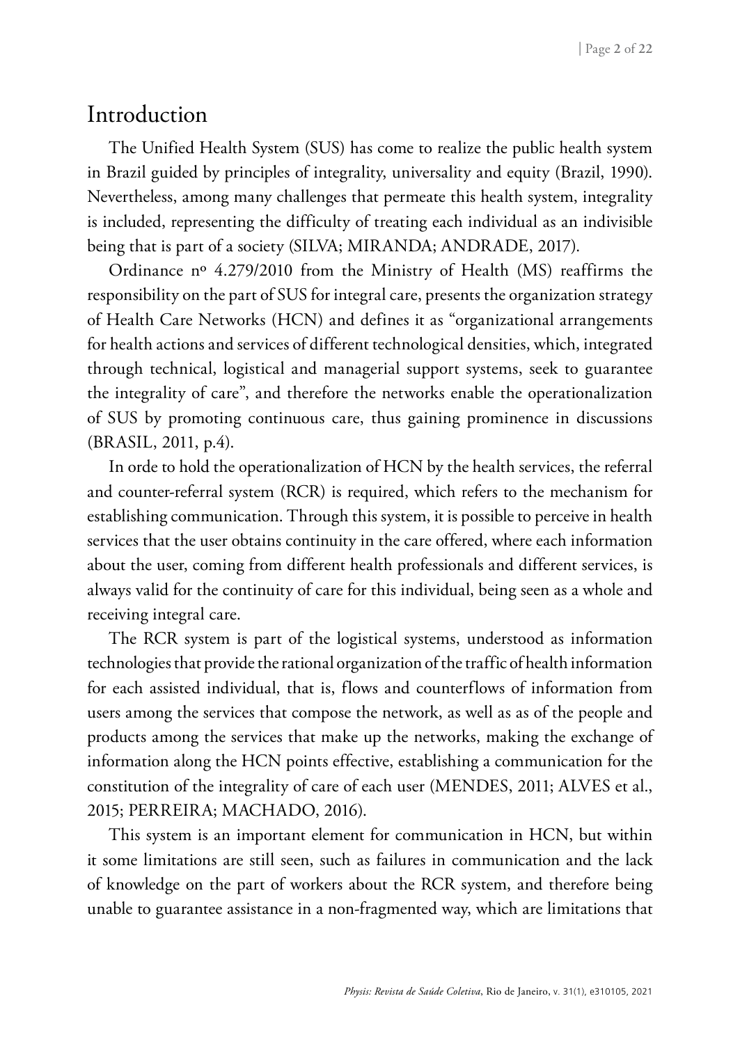## Introduction

The Unified Health System (SUS) has come to realize the public health system in Brazil guided by principles of integrality, universality and equity (Brazil, 1990). Nevertheless, among many challenges that permeate this health system, integrality is included, representing the difficulty of treating each individual as an indivisible being that is part of a society (SILVA; MIRANDA; ANDRADE, 2017).

Ordinance nº 4.279/2010 from the Ministry of Health (MS) reaffirms the responsibility on the part of SUS for integral care, presents the organization strategy of Health Care Networks (HCN) and defines it as "organizational arrangements for health actions and services of different technological densities, which, integrated through technical, logistical and managerial support systems, seek to guarantee the integrality of care", and therefore the networks enable the operationalization of SUS by promoting continuous care, thus gaining prominence in discussions (BRASIL, 2011, p.4).

In orde to hold the operationalization of HCN by the health services, the referral and counter-referral system (RCR) is required, which refers to the mechanism for establishing communication. Through this system, it is possible to perceive in health services that the user obtains continuity in the care offered, where each information about the user, coming from different health professionals and different services, is always valid for the continuity of care for this individual, being seen as a whole and receiving integral care.

The RCR system is part of the logistical systems, understood as information technologies that provide the rational organization of the traffic of health information for each assisted individual, that is, flows and counterflows of information from users among the services that compose the network, as well as as of the people and products among the services that make up the networks, making the exchange of information along the HCN points effective, establishing a communication for the constitution of the integrality of care of each user (MENDES, 2011; ALVES et al., 2015; PERREIRA; MACHADO, 2016).

This system is an important element for communication in HCN, but within it some limitations are still seen, such as failures in communication and the lack of knowledge on the part of workers about the RCR system, and therefore being unable to guarantee assistance in a non-fragmented way, which are limitations that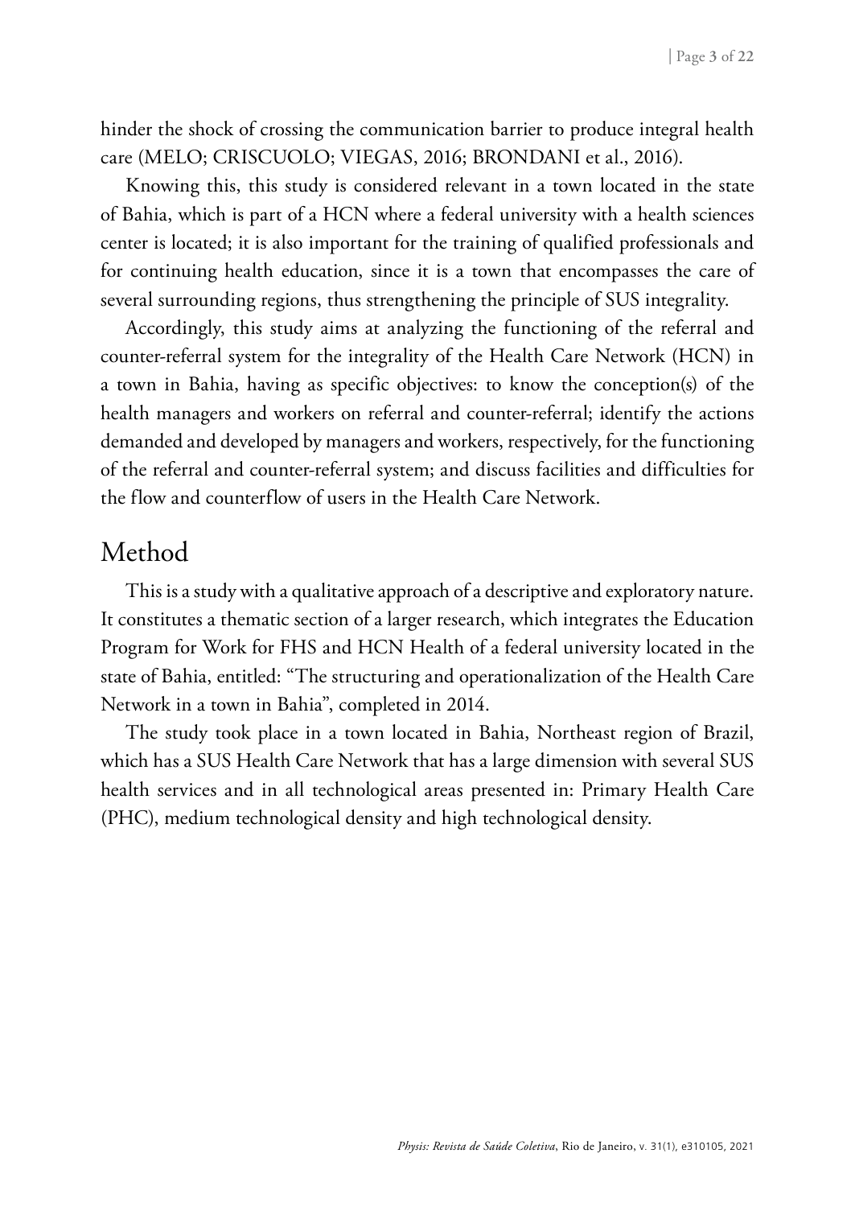hinder the shock of crossing the communication barrier to produce integral health care (MELO; CRISCUOLO; VIEGAS, 2016; BRONDANI et al., 2016).

Knowing this, this study is considered relevant in a town located in the state of Bahia, which is part of a HCN where a federal university with a health sciences center is located; it is also important for the training of qualified professionals and for continuing health education, since it is a town that encompasses the care of several surrounding regions, thus strengthening the principle of SUS integrality.

Accordingly, this study aims at analyzing the functioning of the referral and counter-referral system for the integrality of the Health Care Network (HCN) in a town in Bahia, having as specific objectives: to know the conception(s) of the health managers and workers on referral and counter-referral; identify the actions demanded and developed by managers and workers, respectively, for the functioning of the referral and counter-referral system; and discuss facilities and difficulties for the flow and counterflow of users in the Health Care Network.

# Method

This is a study with a qualitative approach of a descriptive and exploratory nature. It constitutes a thematic section of a larger research, which integrates the Education Program for Work for FHS and HCN Health of a federal university located in the state of Bahia, entitled: "The structuring and operationalization of the Health Care Network in a town in Bahia", completed in 2014.

The study took place in a town located in Bahia, Northeast region of Brazil, which has a SUS Health Care Network that has a large dimension with several SUS health services and in all technological areas presented in: Primary Health Care (PHC), medium technological density and high technological density.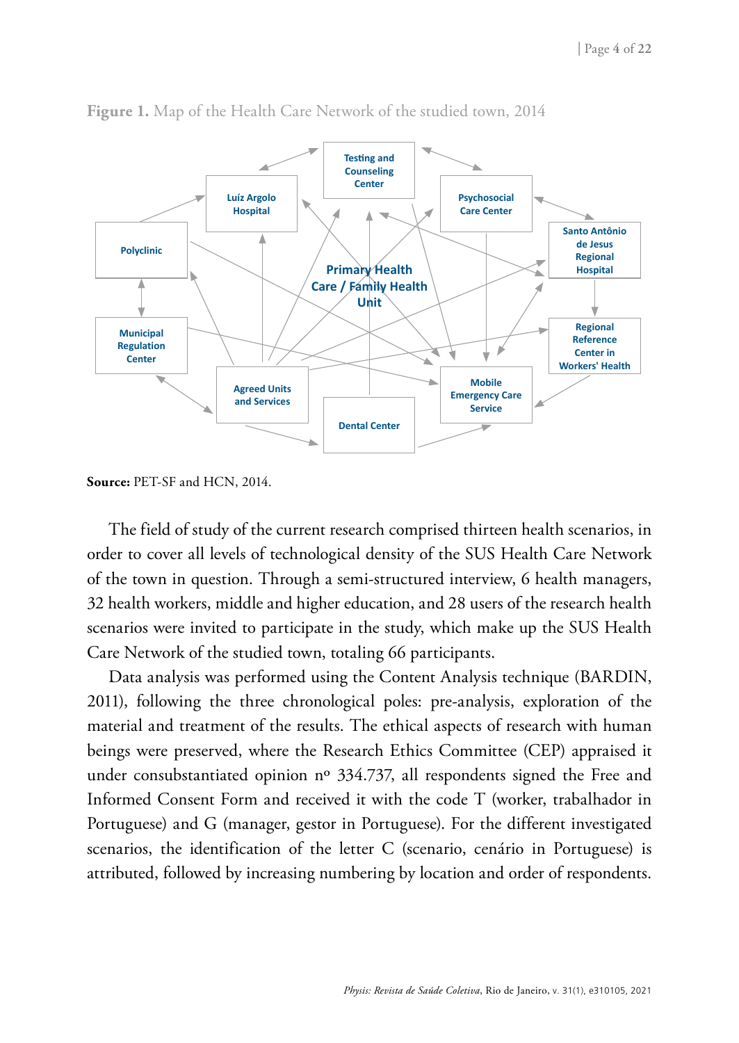**Figure 1.** Map of the Health Care Network of the studied town, 2014

Testing and Counseling Center

Luíz Argolo Hospital

Psychosocial Care Center

Santo Antônio de Jesus Regional Hospital

Polyclinic

Primary Health Care / Family Health Unit

Municipal Regulation Center

Regional Reference Center in Workers' Health

Agreed Units and Services

Mobile Emergency Care Service

Dental Center

**Source:** PET-SF and HCN, 2014.

The field of study of the current research comprised thirteen health scenarios, in order to cover all levels of technological density of the SUS Health Care Network of the town in question. Through a semi-structured interview, 6 health managers, 32 health workers, middle and higher education, and 28 users of the research health scenarios were invited to participate in the study, which make up the SUS Health Care Network of the studied town, totaling 66 participants.

Data analysis was performed using the Content Analysis technique (BARDIN, 2011), following the three chronological poles: pre-analysis, exploration of the material and treatment of the results. The ethical aspects of research with human beings were preserved, where the Research Ethics Committee (CEP) appraised it under consubstantiated opinion nº 334.737, all respondents signed the Free and Informed Consent Form and received it with the code T (worker, trabalhador in Portuguese) and G (manager, gestor in Portuguese). For the different investigated scenarios, the identification of the letter C (scenario, cenário in Portuguese) is attributed, followed by increasing numbering by location and order of respondents.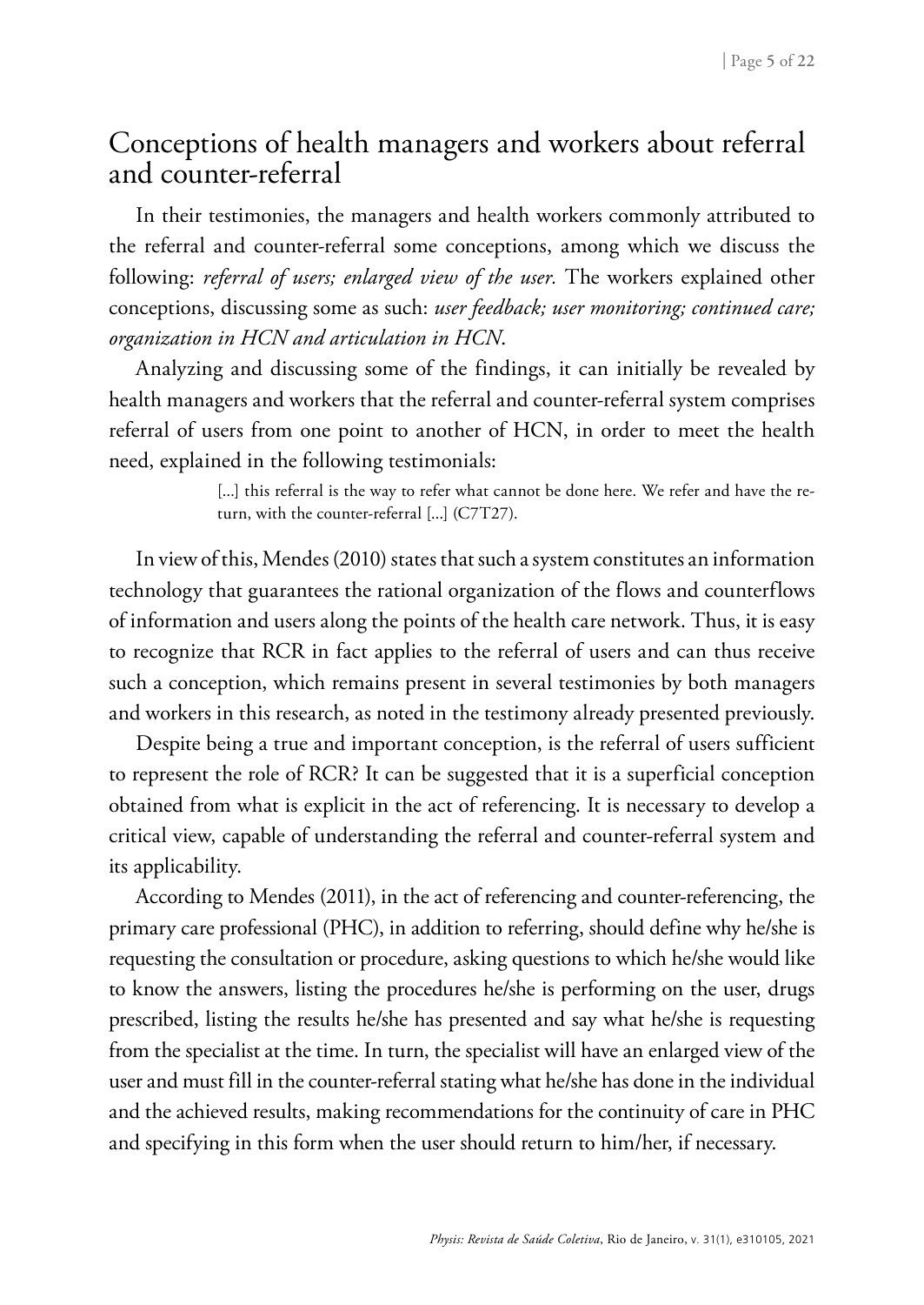## Conceptions of health managers and workers about referral and counter-referral

In their testimonies, the managers and health workers commonly attributed to the referral and counter-referral some conceptions, among which we discuss the following: *referral of users; enlarged view of the user.* The workers explained other conceptions, discussing some as such: *user feedback; user monitoring; continued care; organization in HCN and articulation in HCN*.

Analyzing and discussing some of the findings, it can initially be revealed by health managers and workers that the referral and counter-referral system comprises referral of users from one point to another of HCN, in order to meet the health need, explained in the following testimonials:

> [...] this referral is the way to refer what cannot be done here. We refer and have the return, with the counter-referral [...] (C7T27).

In view of this, Mendes (2010) states that such a system constitutes an information technology that guarantees the rational organization of the flows and counterflows of information and users along the points of the health care network. Thus, it is easy to recognize that RCR in fact applies to the referral of users and can thus receive such a conception, which remains present in several testimonies by both managers and workers in this research, as noted in the testimony already presented previously.

Despite being a true and important conception, is the referral of users sufficient to represent the role of RCR? It can be suggested that it is a superficial conception obtained from what is explicit in the act of referencing. It is necessary to develop a critical view, capable of understanding the referral and counter-referral system and its applicability.

According to Mendes (2011), in the act of referencing and counter-referencing, the primary care professional (PHC), in addition to referring, should define why he/she is requesting the consultation or procedure, asking questions to which he/she would like to know the answers, listing the procedures he/she is performing on the user, drugs prescribed, listing the results he/she has presented and say what he/she is requesting from the specialist at the time. In turn, the specialist will have an enlarged view of the user and must fill in the counter-referral stating what he/she has done in the individual and the achieved results, making recommendations for the continuity of care in PHC and specifying in this form when the user should return to him/her, if necessary.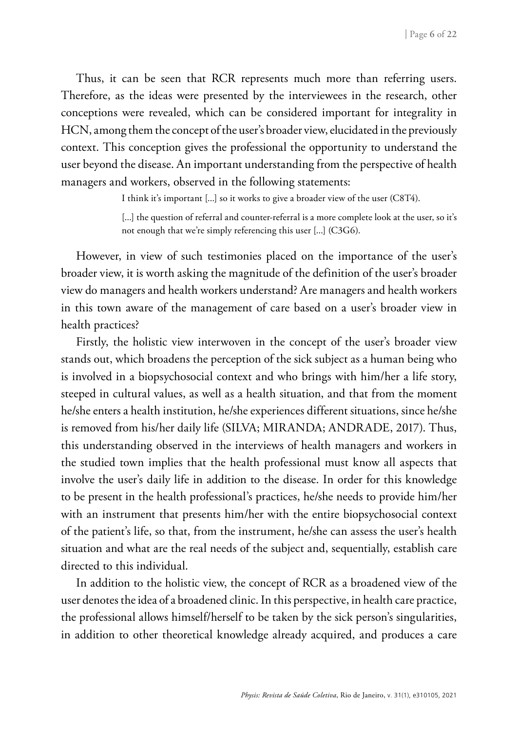Thus, it can be seen that RCR represents much more than referring users. Therefore, as the ideas were presented by the interviewees in the research, other conceptions were revealed, which can be considered important for integrality in HCN, among them the concept of the user's broader view, elucidated in the previously context. This conception gives the professional the opportunity to understand the user beyond the disease. An important understanding from the perspective of health managers and workers, observed in the following statements:

> I think it's important [...] so it works to give a broader view of the user (C8T4).
>
> [...] the question of referral and counter-referral is a more complete look at the user, so it's not enough that we're simply referencing this user [...] (C3G6).

However, in view of such testimonies placed on the importance of the user's broader view, it is worth asking the magnitude of the definition of the user's broader view do managers and health workers understand? Are managers and health workers in this town aware of the management of care based on a user's broader view in health practices?

Firstly, the holistic view interwoven in the concept of the user's broader view stands out, which broadens the perception of the sick subject as a human being who is involved in a biopsychosocial context and who brings with him/her a life story, steeped in cultural values, as well as a health situation, and that from the moment he/she enters a health institution, he/she experiences different situations, since he/she is removed from his/her daily life (SILVA; MIRANDA; ANDRADE, 2017). Thus, this understanding observed in the interviews of health managers and workers in the studied town implies that the health professional must know all aspects that involve the user's daily life in addition to the disease. In order for this knowledge to be present in the health professional's practices, he/she needs to provide him/her with an instrument that presents him/her with the entire biopsychosocial context of the patient's life, so that, from the instrument, he/she can assess the user's health situation and what are the real needs of the subject and, sequentially, establish care directed to this individual.

In addition to the holistic view, the concept of RCR as a broadened view of the user denotes the idea of a broadened clinic. In this perspective, in health care practice, the professional allows himself/herself to be taken by the sick person's singularities, in addition to other theoretical knowledge already acquired, and produces a care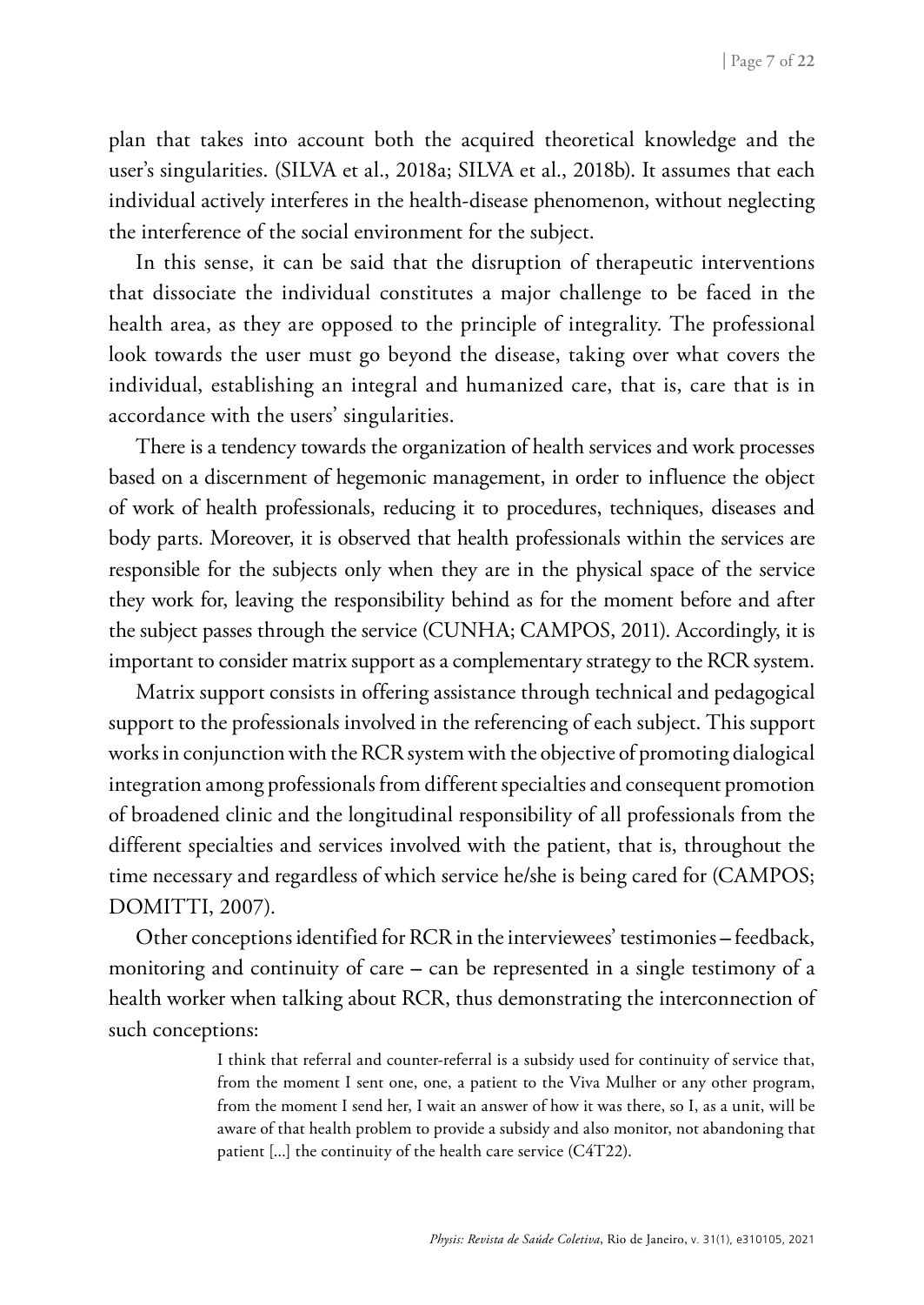plan that takes into account both the acquired theoretical knowledge and the user's singularities. (SILVA et al., 2018a; SILVA et al., 2018b). It assumes that each individual actively interferes in the health-disease phenomenon, without neglecting the interference of the social environment for the subject.

In this sense, it can be said that the disruption of therapeutic interventions that dissociate the individual constitutes a major challenge to be faced in the health area, as they are opposed to the principle of integrality. The professional look towards the user must go beyond the disease, taking over what covers the individual, establishing an integral and humanized care, that is, care that is in accordance with the users' singularities.

There is a tendency towards the organization of health services and work processes based on a discernment of hegemonic management, in order to influence the object of work of health professionals, reducing it to procedures, techniques, diseases and body parts. Moreover, it is observed that health professionals within the services are responsible for the subjects only when they are in the physical space of the service they work for, leaving the responsibility behind as for the moment before and after the subject passes through the service (CUNHA; CAMPOS, 2011). Accordingly, it is important to consider matrix support as a complementary strategy to the RCR system.

Matrix support consists in offering assistance through technical and pedagogical support to the professionals involved in the referencing of each subject. This support works in conjunction with the RCR system with the objective of promoting dialogical integration among professionals from different specialties and consequent promotion of broadened clinic and the longitudinal responsibility of all professionals from the different specialties and services involved with the patient, that is, throughout the time necessary and regardless of which service he/she is being cared for (CAMPOS; DOMITTI, 2007).

Other conceptions identified for RCR in the interviewees' testimonies – feedback, monitoring and continuity of care – can be represented in a single testimony of a health worker when talking about RCR, thus demonstrating the interconnection of such conceptions:

> I think that referral and counter-referral is a subsidy used for continuity of service that, from the moment I sent one, one, a patient to the Viva Mulher or any other program, from the moment I send her, I wait an answer of how it was there, so I, as a unit, will be aware of that health problem to provide a subsidy and also monitor, not abandoning that patient [...] the continuity of the health care service (C4T22).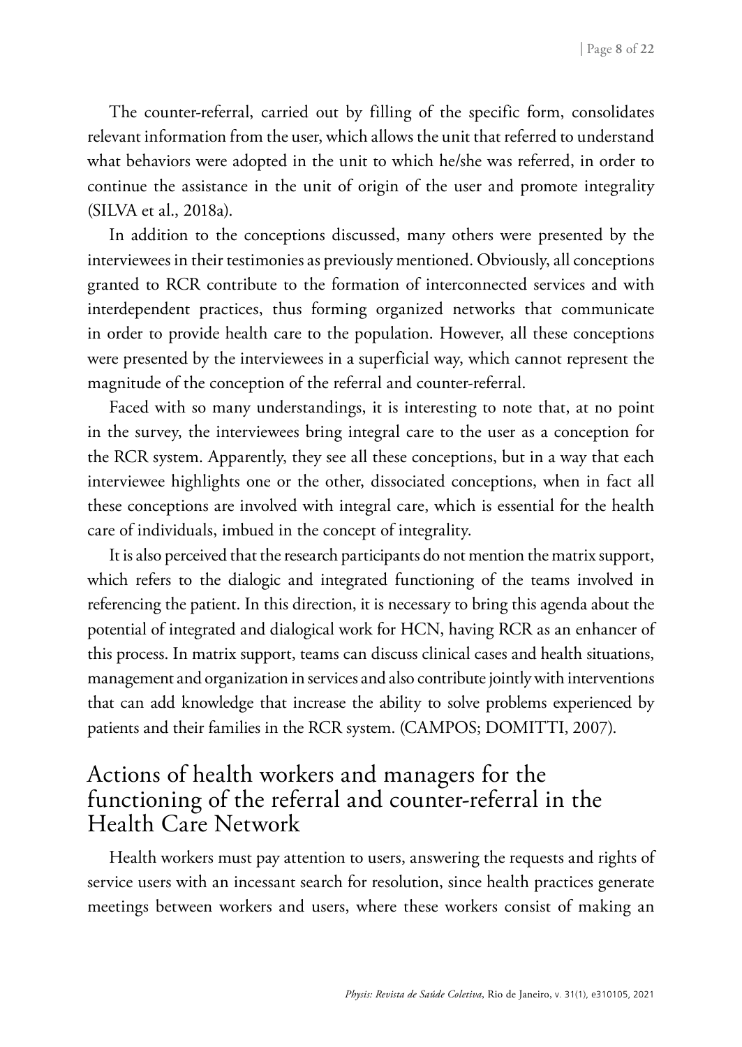The counter-referral, carried out by filling of the specific form, consolidates relevant information from the user, which allows the unit that referred to understand what behaviors were adopted in the unit to which he/she was referred, in order to continue the assistance in the unit of origin of the user and promote integrality (SILVA et al., 2018a).

In addition to the conceptions discussed, many others were presented by the interviewees in their testimonies as previously mentioned. Obviously, all conceptions granted to RCR contribute to the formation of interconnected services and with interdependent practices, thus forming organized networks that communicate in order to provide health care to the population. However, all these conceptions were presented by the interviewees in a superficial way, which cannot represent the magnitude of the conception of the referral and counter-referral.

Faced with so many understandings, it is interesting to note that, at no point in the survey, the interviewees bring integral care to the user as a conception for the RCR system. Apparently, they see all these conceptions, but in a way that each interviewee highlights one or the other, dissociated conceptions, when in fact all these conceptions are involved with integral care, which is essential for the health care of individuals, imbued in the concept of integrality.

It is also perceived that the research participants do not mention the matrix support, which refers to the dialogic and integrated functioning of the teams involved in referencing the patient. In this direction, it is necessary to bring this agenda about the potential of integrated and dialogical work for HCN, having RCR as an enhancer of this process. In matrix support, teams can discuss clinical cases and health situations, management and organization in services and also contribute jointly with interventions that can add knowledge that increase the ability to solve problems experienced by patients and their families in the RCR system. (CAMPOS; DOMITTI, 2007).

## Actions of health workers and managers for the functioning of the referral and counter-referral in the Health Care Network

Health workers must pay attention to users, answering the requests and rights of service users with an incessant search for resolution, since health practices generate meetings between workers and users, where these workers consist of making an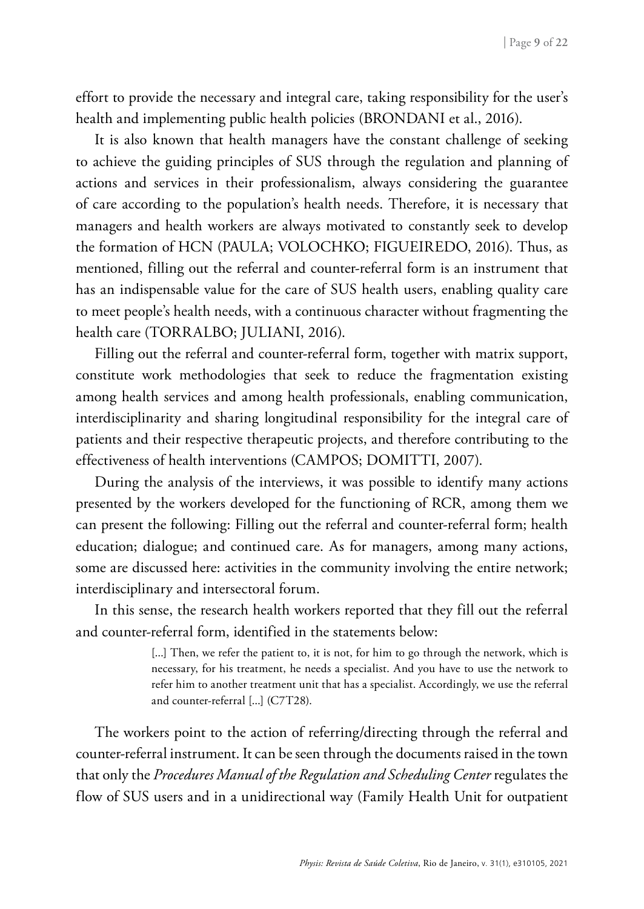effort to provide the necessary and integral care, taking responsibility for the user's health and implementing public health policies (BRONDANI et al., 2016).

It is also known that health managers have the constant challenge of seeking to achieve the guiding principles of SUS through the regulation and planning of actions and services in their professionalism, always considering the guarantee of care according to the population's health needs. Therefore, it is necessary that managers and health workers are always motivated to constantly seek to develop the formation of HCN (PAULA; VOLOCHKO; FIGUEIREDO, 2016). Thus, as mentioned, filling out the referral and counter-referral form is an instrument that has an indispensable value for the care of SUS health users, enabling quality care to meet people's health needs, with a continuous character without fragmenting the health care (TORRALBO; JULIANI, 2016).

Filling out the referral and counter-referral form, together with matrix support, constitute work methodologies that seek to reduce the fragmentation existing among health services and among health professionals, enabling communication, interdisciplinarity and sharing longitudinal responsibility for the integral care of patients and their respective therapeutic projects, and therefore contributing to the effectiveness of health interventions (CAMPOS; DOMITTI, 2007).

During the analysis of the interviews, it was possible to identify many actions presented by the workers developed for the functioning of RCR, among them we can present the following: Filling out the referral and counter-referral form; health education; dialogue; and continued care. As for managers, among many actions, some are discussed here: activities in the community involving the entire network; interdisciplinary and intersectoral forum.

In this sense, the research health workers reported that they fill out the referral and counter-referral form, identified in the statements below:

> [...] Then, we refer the patient to, it is not, for him to go through the network, which is necessary, for his treatment, he needs a specialist. And you have to use the network to refer him to another treatment unit that has a specialist. Accordingly, we use the referral and counter-referral [...] (C7T28).

The workers point to the action of referring/directing through the referral and counter-referral instrument. It can be seen through the documents raised in the town that only the *Procedures Manual of the Regulation and Scheduling Center* regulates the flow of SUS users and in a unidirectional way (Family Health Unit for outpatient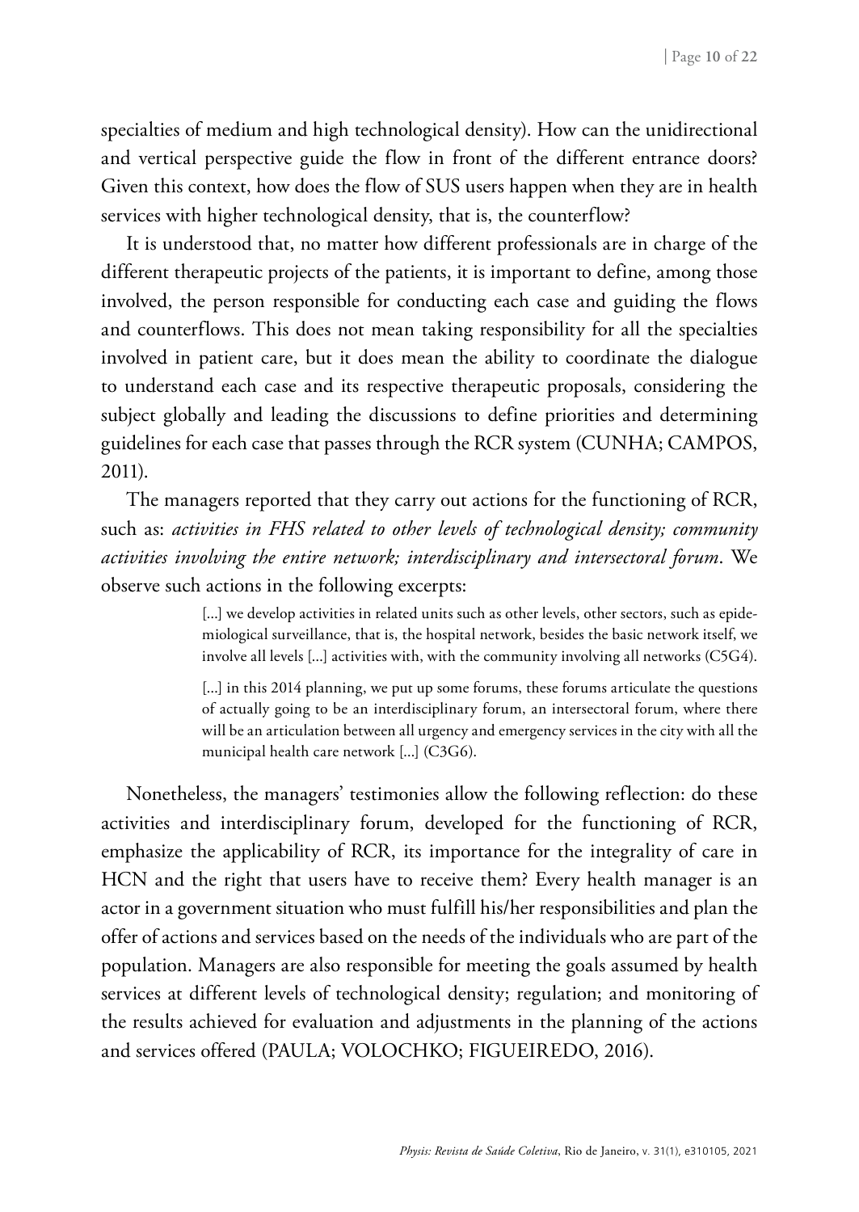specialties of medium and high technological density). How can the unidirectional and vertical perspective guide the flow in front of the different entrance doors? Given this context, how does the flow of SUS users happen when they are in health services with higher technological density, that is, the counterflow?

It is understood that, no matter how different professionals are in charge of the different therapeutic projects of the patients, it is important to define, among those involved, the person responsible for conducting each case and guiding the flows and counterflows. This does not mean taking responsibility for all the specialties involved in patient care, but it does mean the ability to coordinate the dialogue to understand each case and its respective therapeutic proposals, considering the subject globally and leading the discussions to define priorities and determining guidelines for each case that passes through the RCR system (CUNHA; CAMPOS, 2011).

The managers reported that they carry out actions for the functioning of RCR, such as: *activities in FHS related to other levels of technological density; community activities involving the entire network; interdisciplinary and intersectoral forum*. We observe such actions in the following excerpts:

> [...] we develop activities in related units such as other levels, other sectors, such as epidemiological surveillance, that is, the hospital network, besides the basic network itself, we involve all levels [...] activities with, with the community involving all networks (C5G4).

> [...] in this 2014 planning, we put up some forums, these forums articulate the questions of actually going to be an interdisciplinary forum, an intersectoral forum, where there will be an articulation between all urgency and emergency services in the city with all the municipal health care network [...] (C3G6).

Nonetheless, the managers' testimonies allow the following reflection: do these activities and interdisciplinary forum, developed for the functioning of RCR, emphasize the applicability of RCR, its importance for the integrality of care in HCN and the right that users have to receive them? Every health manager is an actor in a government situation who must fulfill his/her responsibilities and plan the offer of actions and services based on the needs of the individuals who are part of the population. Managers are also responsible for meeting the goals assumed by health services at different levels of technological density; regulation; and monitoring of the results achieved for evaluation and adjustments in the planning of the actions and services offered (PAULA; VOLOCHKO; FIGUEIREDO, 2016).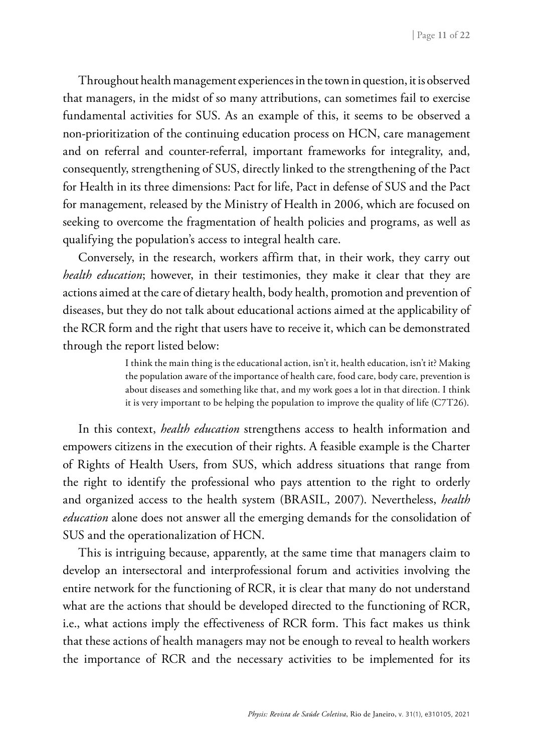Throughout health management experiences in the town in question, it is observed that managers, in the midst of so many attributions, can sometimes fail to exercise fundamental activities for SUS. As an example of this, it seems to be observed a non-prioritization of the continuing education process on HCN, care management and on referral and counter-referral, important frameworks for integrality, and, consequently, strengthening of SUS, directly linked to the strengthening of the Pact for Health in its three dimensions: Pact for life, Pact in defense of SUS and the Pact for management, released by the Ministry of Health in 2006, which are focused on seeking to overcome the fragmentation of health policies and programs, as well as qualifying the population's access to integral health care.

Conversely, in the research, workers affirm that, in their work, they carry out *health education*; however, in their testimonies, they make it clear that they are actions aimed at the care of dietary health, body health, promotion and prevention of diseases, but they do not talk about educational actions aimed at the applicability of the RCR form and the right that users have to receive it, which can be demonstrated through the report listed below:

> I think the main thing is the educational action, isn't it, health education, isn't it? Making the population aware of the importance of health care, food care, body care, prevention is about diseases and something like that, and my work goes a lot in that direction. I think it is very important to be helping the population to improve the quality of life (C7T26).

In this context, *health education* strengthens access to health information and empowers citizens in the execution of their rights. A feasible example is the Charter of Rights of Health Users, from SUS, which address situations that range from the right to identify the professional who pays attention to the right to orderly and organized access to the health system (BRASIL, 2007). Nevertheless, *health education* alone does not answer all the emerging demands for the consolidation of SUS and the operationalization of HCN.

This is intriguing because, apparently, at the same time that managers claim to develop an intersectoral and interprofessional forum and activities involving the entire network for the functioning of RCR, it is clear that many do not understand what are the actions that should be developed directed to the functioning of RCR, i.e., what actions imply the effectiveness of RCR form. This fact makes us think that these actions of health managers may not be enough to reveal to health workers the importance of RCR and the necessary activities to be implemented for its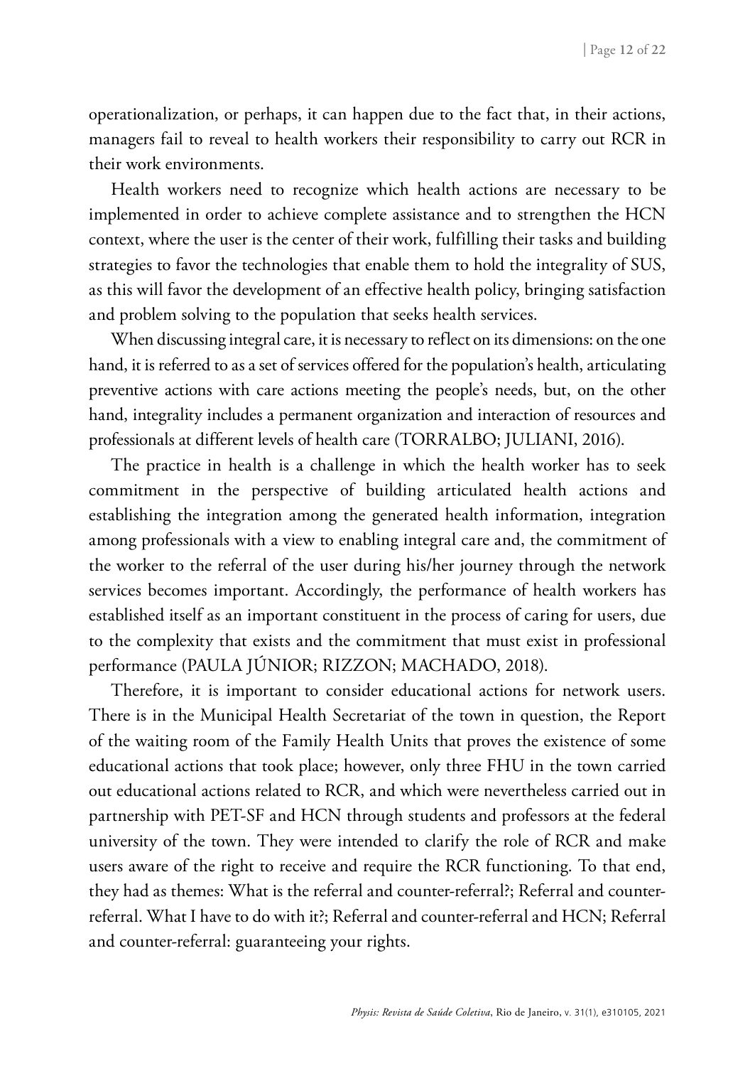operationalization, or perhaps, it can happen due to the fact that, in their actions, managers fail to reveal to health workers their responsibility to carry out RCR in their work environments.

Health workers need to recognize which health actions are necessary to be implemented in order to achieve complete assistance and to strengthen the HCN context, where the user is the center of their work, fulfilling their tasks and building strategies to favor the technologies that enable them to hold the integrality of SUS, as this will favor the development of an effective health policy, bringing satisfaction and problem solving to the population that seeks health services.

When discussing integral care, it is necessary to reflect on its dimensions: on the one hand, it is referred to as a set of services offered for the population's health, articulating preventive actions with care actions meeting the people's needs, but, on the other hand, integrality includes a permanent organization and interaction of resources and professionals at different levels of health care (TORRALBO; JULIANI, 2016).

The practice in health is a challenge in which the health worker has to seek commitment in the perspective of building articulated health actions and establishing the integration among the generated health information, integration among professionals with a view to enabling integral care and, the commitment of the worker to the referral of the user during his/her journey through the network services becomes important. Accordingly, the performance of health workers has established itself as an important constituent in the process of caring for users, due to the complexity that exists and the commitment that must exist in professional performance (PAULA JÚNIOR; RIZZON; MACHADO, 2018).

Therefore, it is important to consider educational actions for network users. There is in the Municipal Health Secretariat of the town in question, the Report of the waiting room of the Family Health Units that proves the existence of some educational actions that took place; however, only three FHU in the town carried out educational actions related to RCR, and which were nevertheless carried out in partnership with PET-SF and HCN through students and professors at the federal university of the town. They were intended to clarify the role of RCR and make users aware of the right to receive and require the RCR functioning. To that end, they had as themes: What is the referral and counter-referral?; Referral and counter-referral. What I have to do with it?; Referral and counter-referral and HCN; Referral and counter-referral: guaranteeing your rights.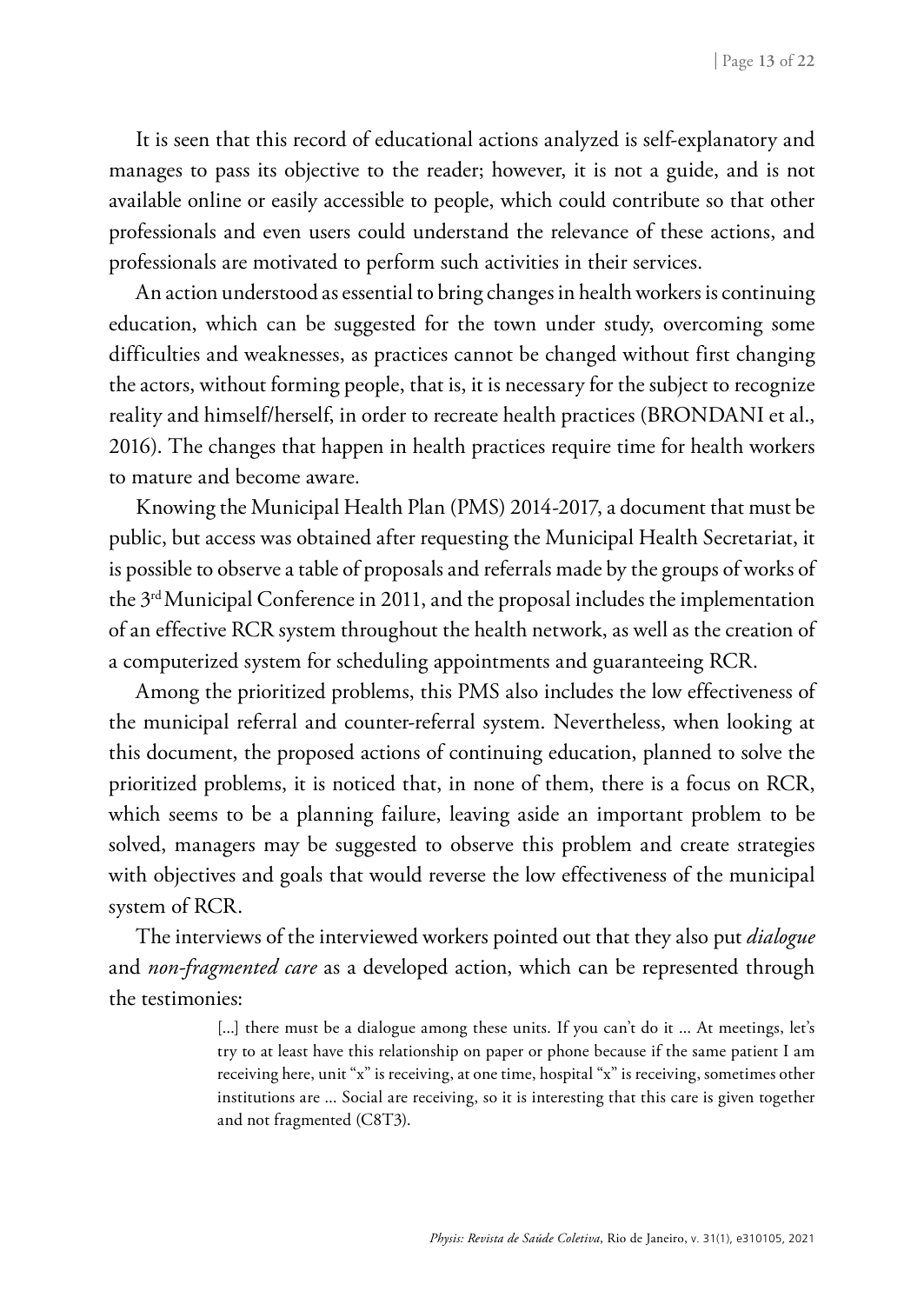It is seen that this record of educational actions analyzed is self-explanatory and manages to pass its objective to the reader; however, it is not a guide, and is not available online or easily accessible to people, which could contribute so that other professionals and even users could understand the relevance of these actions, and professionals are motivated to perform such activities in their services.

An action understood as essential to bring changes in health workers is continuing education, which can be suggested for the town under study, overcoming some difficulties and weaknesses, as practices cannot be changed without first changing the actors, without forming people, that is, it is necessary for the subject to recognize reality and himself/herself, in order to recreate health practices (BRONDANI et al., 2016). The changes that happen in health practices require time for health workers to mature and become aware.

Knowing the Municipal Health Plan (PMS) 2014-2017, a document that must be public, but access was obtained after requesting the Municipal Health Secretariat, it is possible to observe a table of proposals and referrals made by the groups of works of the 3rd Municipal Conference in 2011, and the proposal includes the implementation of an effective RCR system throughout the health network, as well as the creation of a computerized system for scheduling appointments and guaranteeing RCR.

Among the prioritized problems, this PMS also includes the low effectiveness of the municipal referral and counter-referral system. Nevertheless, when looking at this document, the proposed actions of continuing education, planned to solve the prioritized problems, it is noticed that, in none of them, there is a focus on RCR, which seems to be a planning failure, leaving aside an important problem to be solved, managers may be suggested to observe this problem and create strategies with objectives and goals that would reverse the low effectiveness of the municipal system of RCR.

The interviews of the interviewed workers pointed out that they also put *dialogue* and *non-fragmented care* as a developed action, which can be represented through the testimonies:

> [...] there must be a dialogue among these units. If you can't do it ... At meetings, let's try to at least have this relationship on paper or phone because if the same patient I am receiving here, unit "x" is receiving, at one time, hospital "x" is receiving, sometimes other institutions are ... Social are receiving, so it is interesting that this care is given together and not fragmented (C8T3).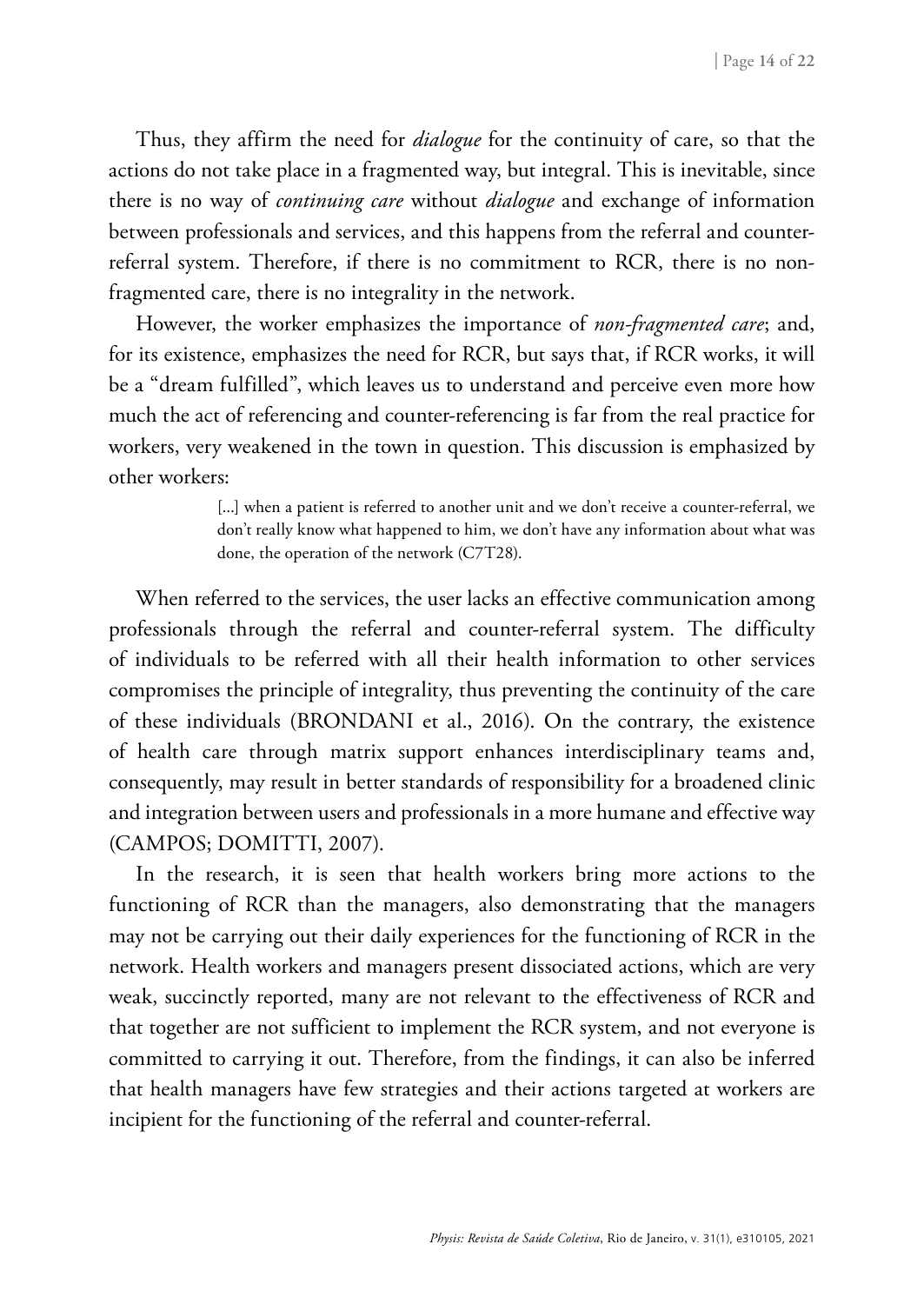Thus, they affirm the need for *dialogue* for the continuity of care, so that the actions do not take place in a fragmented way, but integral. This is inevitable, since there is no way of *continuing care* without *dialogue* and exchange of information between professionals and services, and this happens from the referral and counter-referral system. Therefore, if there is no commitment to RCR, there is no non-fragmented care, there is no integrality in the network.

However, the worker emphasizes the importance of *non-fragmented care*; and, for its existence, emphasizes the need for RCR, but says that, if RCR works, it will be a "dream fulfilled", which leaves us to understand and perceive even more how much the act of referencing and counter-referencing is far from the real practice for workers, very weakened in the town in question. This discussion is emphasized by other workers:

> [...] when a patient is referred to another unit and we don't receive a counter-referral, we don't really know what happened to him, we don't have any information about what was done, the operation of the network (C7T28).

When referred to the services, the user lacks an effective communication among professionals through the referral and counter-referral system. The difficulty of individuals to be referred with all their health information to other services compromises the principle of integrality, thus preventing the continuity of the care of these individuals (BRONDANI et al., 2016). On the contrary, the existence of health care through matrix support enhances interdisciplinary teams and, consequently, may result in better standards of responsibility for a broadened clinic and integration between users and professionals in a more humane and effective way (CAMPOS; DOMITTI, 2007).

In the research, it is seen that health workers bring more actions to the functioning of RCR than the managers, also demonstrating that the managers may not be carrying out their daily experiences for the functioning of RCR in the network. Health workers and managers present dissociated actions, which are very weak, succinctly reported, many are not relevant to the effectiveness of RCR and that together are not sufficient to implement the RCR system, and not everyone is committed to carrying it out. Therefore, from the findings, it can also be inferred that health managers have few strategies and their actions targeted at workers are incipient for the functioning of the referral and counter-referral.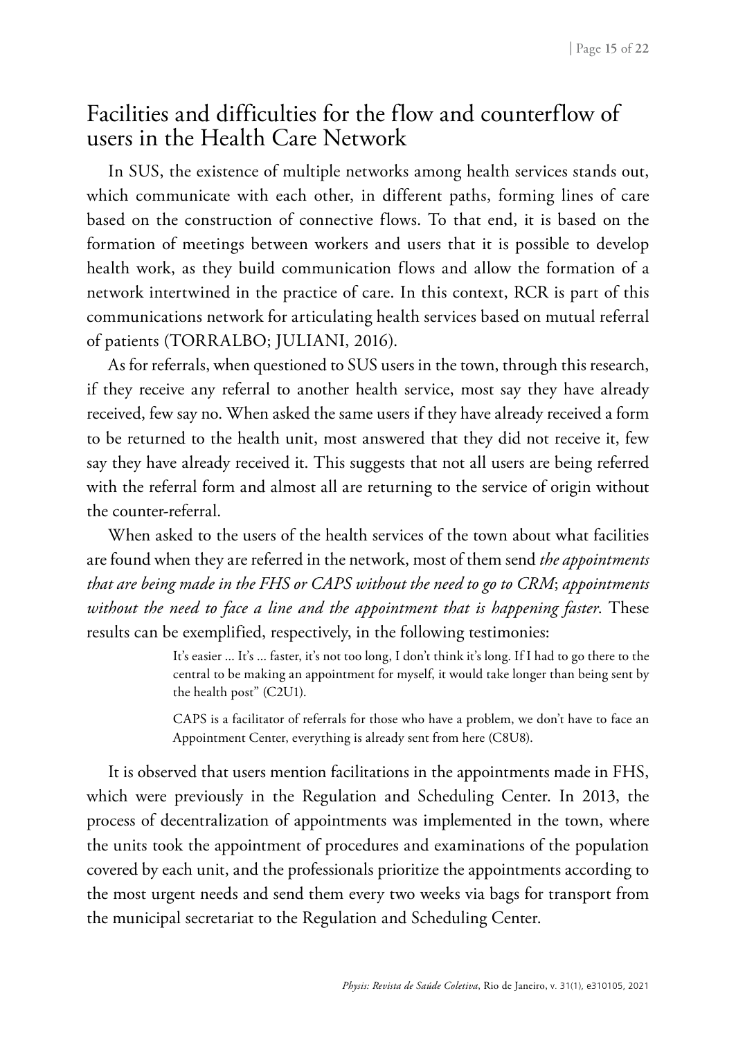## Facilities and difficulties for the flow and counterflow of users in the Health Care Network

In SUS, the existence of multiple networks among health services stands out, which communicate with each other, in different paths, forming lines of care based on the construction of connective flows. To that end, it is based on the formation of meetings between workers and users that it is possible to develop health work, as they build communication flows and allow the formation of a network intertwined in the practice of care. In this context, RCR is part of this communications network for articulating health services based on mutual referral of patients (TORRALBO; JULIANI, 2016).

As for referrals, when questioned to SUS users in the town, through this research, if they receive any referral to another health service, most say they have already received, few say no. When asked the same users if they have already received a form to be returned to the health unit, most answered that they did not receive it, few say they have already received it. This suggests that not all users are being referred with the referral form and almost all are returning to the service of origin without the counter-referral.

When asked to the users of the health services of the town about what facilities are found when they are referred in the network, most of them send *the appointments that are being made in the FHS or CAPS without the need to go to CRM*; *appointments without the need to face a line and the appointment that is happening faster*. These results can be exemplified, respectively, in the following testimonies:

> It's easier ... It's ... faster, it's not too long, I don't think it's long. If I had to go there to the central to be making an appointment for myself, it would take longer than being sent by the health post" (C2U1).
>
> CAPS is a facilitator of referrals for those who have a problem, we don't have to face an Appointment Center, everything is already sent from here (C8U8).

It is observed that users mention facilitations in the appointments made in FHS, which were previously in the Regulation and Scheduling Center. In 2013, the process of decentralization of appointments was implemented in the town, where the units took the appointment of procedures and examinations of the population covered by each unit, and the professionals prioritize the appointments according to the most urgent needs and send them every two weeks via bags for transport from the municipal secretariat to the Regulation and Scheduling Center.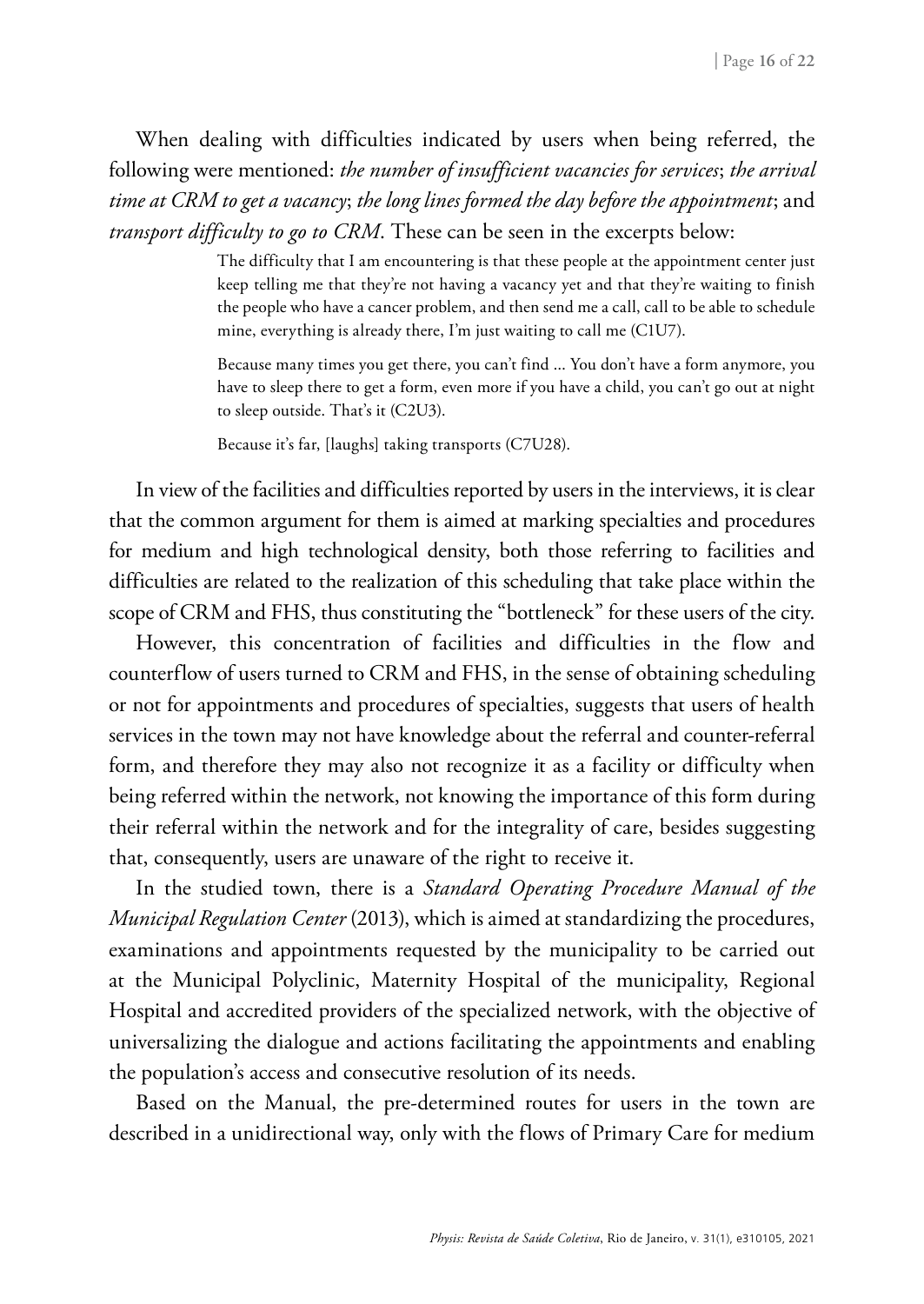When dealing with difficulties indicated by users when being referred, the following were mentioned: *the number of insufficient vacancies for services*; *the arrival time at CRM to get a vacancy*; *the long lines formed the day before the appointment*; and *transport difficulty to go to CRM*. These can be seen in the excerpts below:

> The difficulty that I am encountering is that these people at the appointment center just keep telling me that they're not having a vacancy yet and that they're waiting to finish the people who have a cancer problem, and then send me a call, call to be able to schedule mine, everything is already there, I'm just waiting to call me (C1U7).
>
> Because many times you get there, you can't find ... You don't have a form anymore, you have to sleep there to get a form, even more if you have a child, you can't go out at night to sleep outside. That's it (C2U3).
>
> Because it's far, [laughs] taking transports (C7U28).

In view of the facilities and difficulties reported by users in the interviews, it is clear that the common argument for them is aimed at marking specialties and procedures for medium and high technological density, both those referring to facilities and difficulties are related to the realization of this scheduling that take place within the scope of CRM and FHS, thus constituting the "bottleneck" for these users of the city.

However, this concentration of facilities and difficulties in the flow and counterflow of users turned to CRM and FHS, in the sense of obtaining scheduling or not for appointments and procedures of specialties, suggests that users of health services in the town may not have knowledge about the referral and counter-referral form, and therefore they may also not recognize it as a facility or difficulty when being referred within the network, not knowing the importance of this form during their referral within the network and for the integrality of care, besides suggesting that, consequently, users are unaware of the right to receive it.

In the studied town, there is a *Standard Operating Procedure Manual of the Municipal Regulation Center* (2013), which is aimed at standardizing the procedures, examinations and appointments requested by the municipality to be carried out at the Municipal Polyclinic, Maternity Hospital of the municipality, Regional Hospital and accredited providers of the specialized network, with the objective of universalizing the dialogue and actions facilitating the appointments and enabling the population's access and consecutive resolution of its needs.

Based on the Manual, the pre-determined routes for users in the town are described in a unidirectional way, only with the flows of Primary Care for medium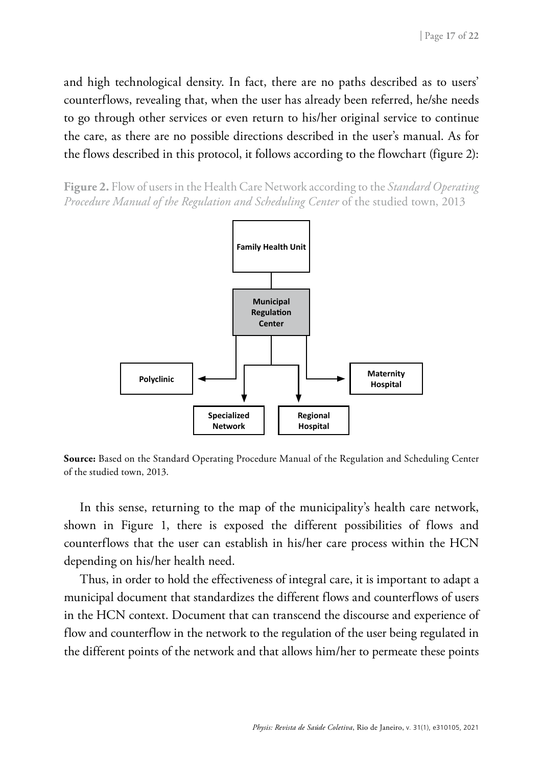and high technological density. In fact, there are no paths described as to users' counterflows, revealing that, when the user has already been referred, he/she needs to go through other services or even return to his/her original service to continue the care, as there are no possible directions described in the user's manual. As for the flows described in this protocol, it follows according to the flowchart (figure 2):

**Figure 2.** Flow of users in the Health Care Network according to the *Standard Operating Procedure Manual of the Regulation and Scheduling Center* of the studied town, 2013

Family Health Unit

Municipal Regulation Center

Polyclinic

Specialized Network

Regional Hospital

Maternity Hospital

**Source:** Based on the Standard Operating Procedure Manual of the Regulation and Scheduling Center of the studied town, 2013.

In this sense, returning to the map of the municipality's health care network, shown in Figure 1, there is exposed the different possibilities of flows and counterflows that the user can establish in his/her care process within the HCN depending on his/her health need.

Thus, in order to hold the effectiveness of integral care, it is important to adapt a municipal document that standardizes the different flows and counterflows of users in the HCN context. Document that can transcend the discourse and experience of flow and counterflow in the network to the regulation of the user being regulated in the different points of the network and that allows him/her to permeate these points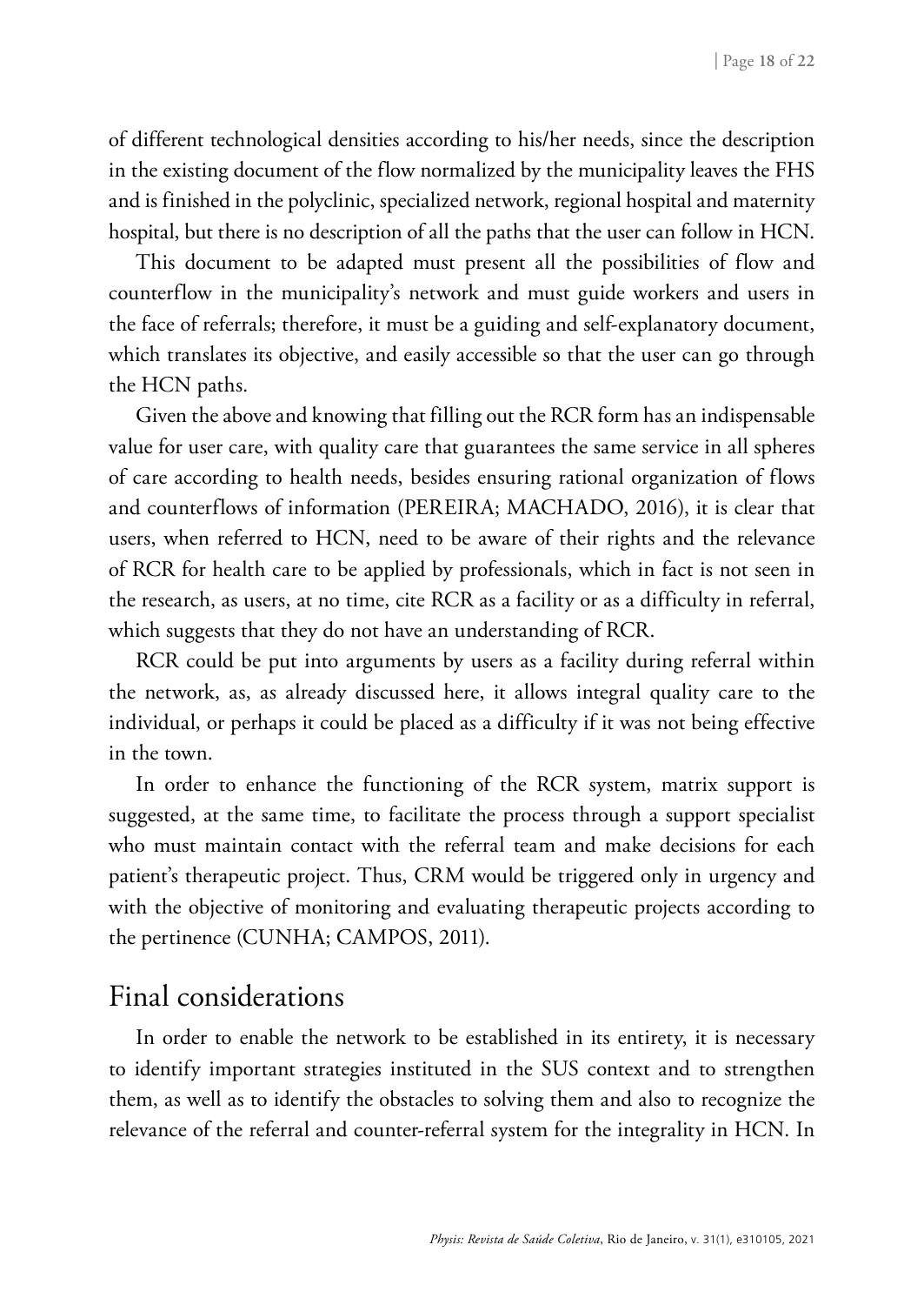of different technological densities according to his/her needs, since the description in the existing document of the flow normalized by the municipality leaves the FHS and is finished in the polyclinic, specialized network, regional hospital and maternity hospital, but there is no description of all the paths that the user can follow in HCN.

This document to be adapted must present all the possibilities of flow and counterflow in the municipality's network and must guide workers and users in the face of referrals; therefore, it must be a guiding and self-explanatory document, which translates its objective, and easily accessible so that the user can go through the HCN paths.

Given the above and knowing that filling out the RCR form has an indispensable value for user care, with quality care that guarantees the same service in all spheres of care according to health needs, besides ensuring rational organization of flows and counterflows of information (PEREIRA; MACHADO, 2016), it is clear that users, when referred to HCN, need to be aware of their rights and the relevance of RCR for health care to be applied by professionals, which in fact is not seen in the research, as users, at no time, cite RCR as a facility or as a difficulty in referral, which suggests that they do not have an understanding of RCR.

RCR could be put into arguments by users as a facility during referral within the network, as, as already discussed here, it allows integral quality care to the individual, or perhaps it could be placed as a difficulty if it was not being effective in the town.

In order to enhance the functioning of the RCR system, matrix support is suggested, at the same time, to facilitate the process through a support specialist who must maintain contact with the referral team and make decisions for each patient's therapeutic project. Thus, CRM would be triggered only in urgency and with the objective of monitoring and evaluating therapeutic projects according to the pertinence (CUNHA; CAMPOS, 2011).

## Final considerations

In order to enable the network to be established in its entirety, it is necessary to identify important strategies instituted in the SUS context and to strengthen them, as well as to identify the obstacles to solving them and also to recognize the relevance of the referral and counter-referral system for the integrality in HCN. In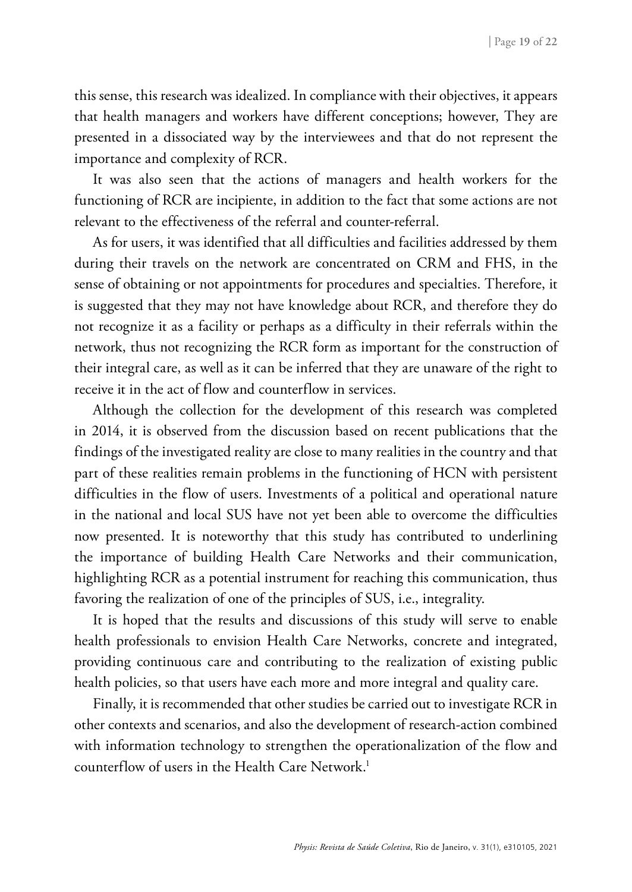this sense, this research was idealized. In compliance with their objectives, it appears that health managers and workers have different conceptions; however, They are presented in a dissociated way by the interviewees and that do not represent the importance and complexity of RCR.

It was also seen that the actions of managers and health workers for the functioning of RCR are incipiente, in addition to the fact that some actions are not relevant to the effectiveness of the referral and counter-referral.

As for users, it was identified that all difficulties and facilities addressed by them during their travels on the network are concentrated on CRM and FHS, in the sense of obtaining or not appointments for procedures and specialties. Therefore, it is suggested that they may not have knowledge about RCR, and therefore they do not recognize it as a facility or perhaps as a difficulty in their referrals within the network, thus not recognizing the RCR form as important for the construction of their integral care, as well as it can be inferred that they are unaware of the right to receive it in the act of flow and counterflow in services.

Although the collection for the development of this research was completed in 2014, it is observed from the discussion based on recent publications that the findings of the investigated reality are close to many realities in the country and that part of these realities remain problems in the functioning of HCN with persistent difficulties in the flow of users. Investments of a political and operational nature in the national and local SUS have not yet been able to overcome the difficulties now presented. It is noteworthy that this study has contributed to underlining the importance of building Health Care Networks and their communication, highlighting RCR as a potential instrument for reaching this communication, thus favoring the realization of one of the principles of SUS, i.e., integrality.

It is hoped that the results and discussions of this study will serve to enable health professionals to envision Health Care Networks, concrete and integrated, providing continuous care and contributing to the realization of existing public health policies, so that users have each more and more integral and quality care.

Finally, it is recommended that other studies be carried out to investigate RCR in other contexts and scenarios, and also the development of research-action combined with information technology to strengthen the operationalization of the flow and counterflow of users in the Health Care Network.[1]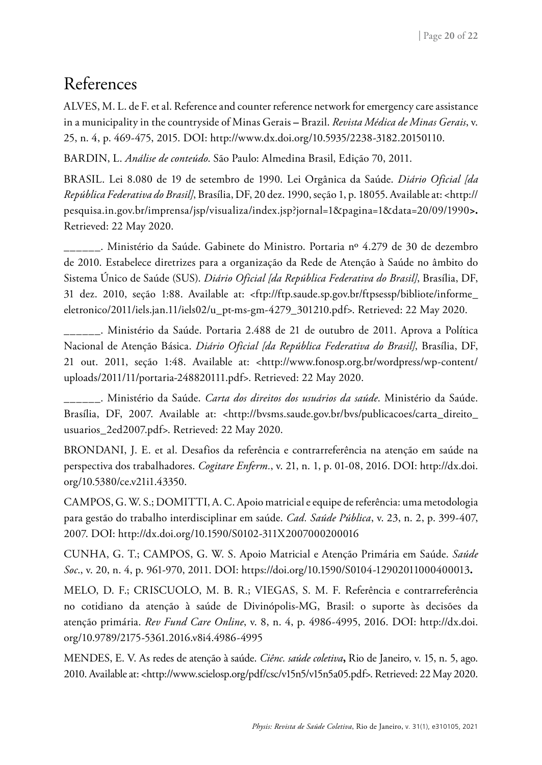## References

ALVES, M. L. de F. et al. Reference and counter reference network for emergency care assistance in a municipality in the countryside of Minas Gerais – Brazil. *Revista Médica de Minas Gerais*, v. 25, n. 4, p. 469-475, 2015. DOI: http://www.dx.doi.org/10.5935/2238-3182.20150110.

BARDIN, L. *Análise de conteúdo*. São Paulo: Almedina Brasil, Edição 70, 2011.

BRASIL. Lei 8.080 de 19 de setembro de 1990. Lei Orgânica da Saúde. *Diário Oficial [da República Federativa do Brasil]*, Brasília, DF, 20 dez. 1990, seção 1, p. 18055. Available at: <http://pesquisa.in.gov.br/imprensa/jsp/visualiza/index.jsp?jornal=1&pagina=1&data=20/09/1990>. Retrieved: 22 May 2020.

______. Ministério da Saúde. Gabinete do Ministro. Portaria nº 4.279 de 30 de dezembro de 2010. Estabelece diretrizes para a organização da Rede de Atenção à Saúde no âmbito do Sistema Único de Saúde (SUS). *Diário Oficial [da República Federativa do Brasil]*, Brasília, DF, 31 dez. 2010, seção 1:88. Available at: <ftp://ftp.saude.sp.gov.br/ftpsessp/bibliote/informe_eletronico/2011/iels.jan.11/iels02/u_pt-ms-gm-4279_301210.pdf>. Retrieved: 22 May 2020.

______. Ministério da Saúde. Portaria 2.488 de 21 de outubro de 2011. Aprova a Política Nacional de Atenção Básica. *Diário Oficial [da República Federativa do Brasil]*, Brasília, DF, 21 out. 2011, seção 1:48. Available at: <http://www.fonosp.org.br/wordpress/wp-content/uploads/2011/11/portaria-248820111.pdf>. Retrieved: 22 May 2020.

______. Ministério da Saúde. *Carta dos direitos dos usuários da saúde*. Ministério da Saúde. Brasília, DF, 2007. Available at: <http://bvsms.saude.gov.br/bvs/publicacoes/carta_direito_usuarios_2ed2007.pdf>. Retrieved: 22 May 2020.

BRONDANI, J. E. et al. Desafios da referência e contrarreferência na atenção em saúde na perspectiva dos trabalhadores. *Cogitare Enferm.*, v. 21, n. 1, p. 01-08, 2016. DOI: http://dx.doi.org/10.5380/ce.v21i1.43350.

CAMPOS, G. W. S.; DOMITTI, A. C. Apoio matricial e equipe de referência: uma metodologia para gestão do trabalho interdisciplinar em saúde. *Cad. Saúde Pública*, v. 23, n. 2, p. 399-407, 2007. DOI: http://dx.doi.org/10.1590/S0102-311X2007000200016

CUNHA, G. T.; CAMPOS, G. W. S. Apoio Matricial e Atenção Primária em Saúde. *Saúde Soc*., v. 20, n. 4, p. 961-970, 2011. DOI: https://doi.org/10.1590/S0104-12902011000400013**.**

MELO, D. F.; CRISCUOLO, M. B. R.; VIEGAS, S. M. F. Referência e contrarreferência no cotidiano da atenção à saúde de Divinópolis-MG, Brasil: o suporte às decisões da atenção primária. *Rev Fund Care Online*, v. 8, n. 4, p. 4986-4995, 2016. DOI: http://dx.doi.org/10.9789/2175-5361.2016.v8i4.4986-4995

MENDES, E. V. As redes de atenção à saúde. *Ciênc. saúde coletiva***,** Rio de Janeiro, v. 15, n. 5, ago. 2010. Available at: <http://www.scielosp.org/pdf/csc/v15n5/v15n5a05.pdf>. Retrieved: 22 May 2020.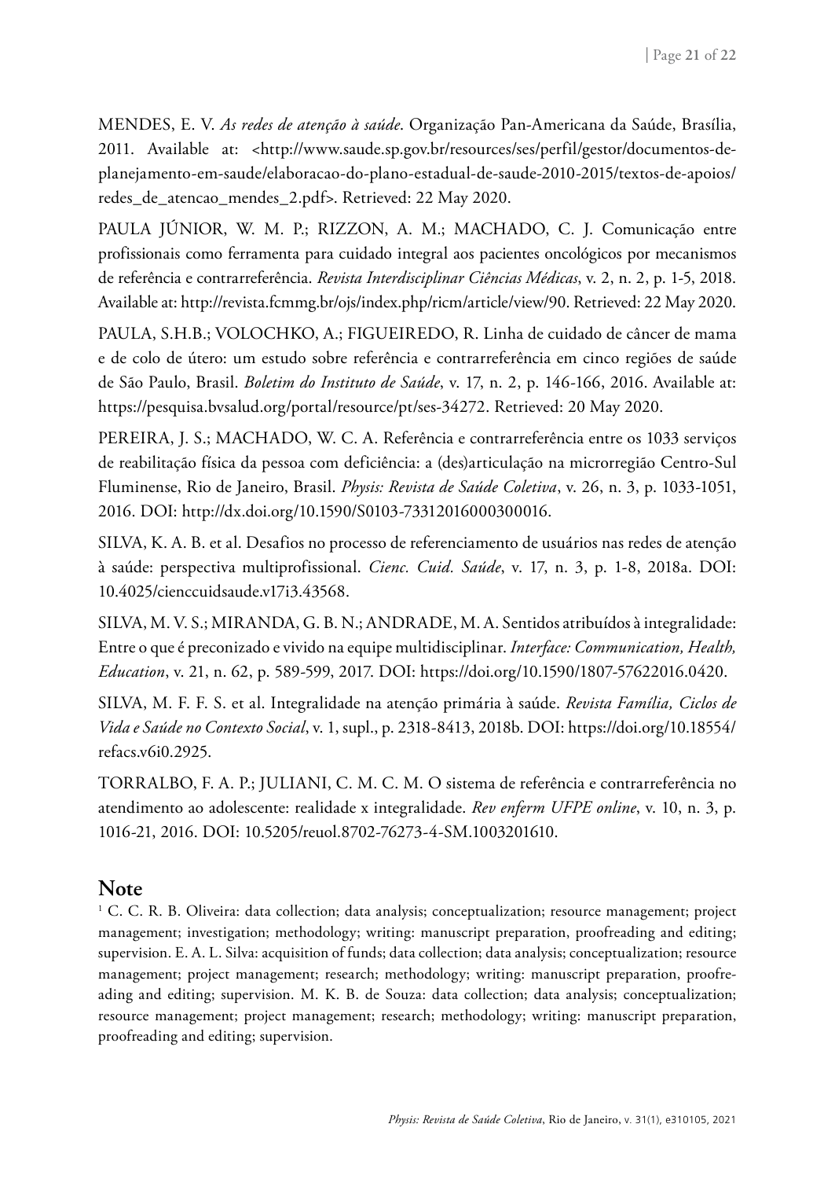MENDES, E. V. *As redes de atenção à saúde*. Organização Pan-Americana da Saúde, Brasília, 2011. Available at: <http://www.saude.sp.gov.br/resources/ses/perfil/gestor/documentos-de-planejamento-em-saude/elaboracao-do-plano-estadual-de-saude-2010-2015/textos-de-apoios/redes_de_atencao_mendes_2.pdf>. Retrieved: 22 May 2020.

PAULA JÚNIOR, W. M. P.; RIZZON, A. M.; MACHADO, C. J. Comunicação entre profissionais como ferramenta para cuidado integral aos pacientes oncológicos por mecanismos de referência e contrarreferência. *Revista Interdisciplinar Ciências Médicas*, v. 2, n. 2, p. 1-5, 2018. Available at: http://revista.fcmmg.br/ojs/index.php/ricm/article/view/90. Retrieved: 22 May 2020.

PAULA, S.H.B.; VOLOCHKO, A.; FIGUEIREDO, R. Linha de cuidado de câncer de mama e de colo de útero: um estudo sobre referência e contrarreferência em cinco regiões de saúde de São Paulo, Brasil. *Boletim do Instituto de Saúde*, v. 17, n. 2, p. 146-166, 2016. Available at: https://pesquisa.bvsalud.org/portal/resource/pt/ses-34272. Retrieved: 20 May 2020.

PEREIRA, J. S.; MACHADO, W. C. A. Referência e contrarreferência entre os 1033 serviços de reabilitação física da pessoa com deficiência: a (des)articulação na microrregião Centro-Sul Fluminense, Rio de Janeiro, Brasil. *Physis: Revista de Saúde Coletiva*, v. 26, n. 3, p. 1033-1051, 2016. DOI: http://dx.doi.org/10.1590/S0103-73312016000300016.

SILVA, K. A. B. et al. Desafios no processo de referenciamento de usuários nas redes de atenção à saúde: perspectiva multiprofissional. *Cienc. Cuid. Saúde*, v. 17, n. 3, p. 1-8, 2018a. DOI: 10.4025/cienccuidsaude.v17i3.43568.

SILVA, M. V. S.; MIRANDA, G. B. N.; ANDRADE, M. A. Sentidos atribuídos à integralidade: Entre o que é preconizado e vivido na equipe multidisciplinar. *Interface: Communication, Health, Education*, v. 21, n. 62, p. 589-599, 2017. DOI: https://doi.org/10.1590/1807-57622016.0420.

SILVA, M. F. F. S. et al. Integralidade na atenção primária à saúde. *Revista Família, Ciclos de Vida e Saúde no Contexto Social*, v. 1, supl., p. 2318-8413, 2018b. DOI: https://doi.org/10.18554/refacs.v6i0.2925.

TORRALBO, F. A. P.; JULIANI, C. M. C. M. O sistema de referência e contrarreferência no atendimento ao adolescente: realidade x integralidade. *Rev enferm UFPE online*, v. 10, n. 3, p. 1016-21, 2016. DOI: 10.5205/reuol.8702-76273-4-SM.1003201610.

## Note

[1] C. C. R. B. Oliveira: data collection; data analysis; conceptualization; resource management; project management; investigation; methodology; writing: manuscript preparation, proofreading and editing; supervision. E. A. L. Silva: acquisition of funds; data collection; data analysis; conceptualization; resource management; project management; research; methodology; writing: manuscript preparation, proofreading and editing; supervision. M. K. B. de Souza: data collection; data analysis; conceptualization; resource management; project management; research; methodology; writing: manuscript preparation, proofreading and editing; supervision.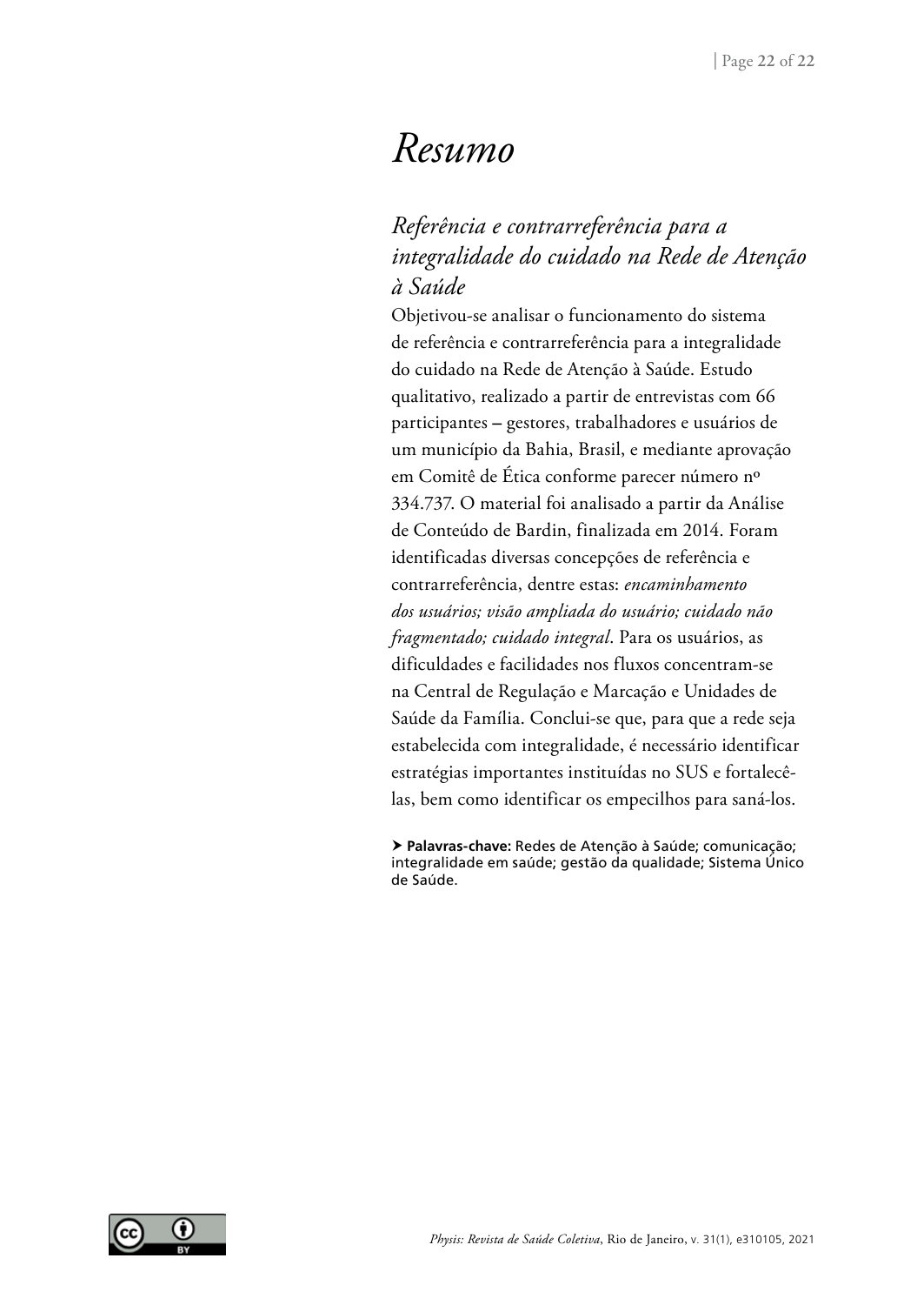# *Resumo*

## *Referência e contrarreferência para a integralidade do cuidado na Rede de Atenção à Saúde*

Objetivou-se analisar o funcionamento do sistema de referência e contrarreferência para a integralidade do cuidado na Rede de Atenção à Saúde. Estudo qualitativo, realizado a partir de entrevistas com 66 participantes – gestores, trabalhadores e usuários de um município da Bahia, Brasil, e mediante aprovação em Comitê de Ética conforme parecer número nº 334.737. O material foi analisado a partir da Análise de Conteúdo de Bardin, finalizada em 2014. Foram identificadas diversas concepções de referência e contrarreferência, dentre estas: *encaminhamento dos usuários; visão ampliada do usuário; cuidado não fragmentado; cuidado integral*. Para os usuários, as dificuldades e facilidades nos fluxos concentram-se na Central de Regulação e Marcação e Unidades de Saúde da Família. Conclui-se que, para que a rede seja estabelecida com integralidade, é necessário identificar estratégias importantes instituídas no SUS e fortalecê-las, bem como identificar os empecilhos para saná-los.

➤ **Palavras-chave:** Redes de Atenção à Saúde; comunicação; integralidade em saúde; gestão da qualidade; Sistema Único de Saúde.